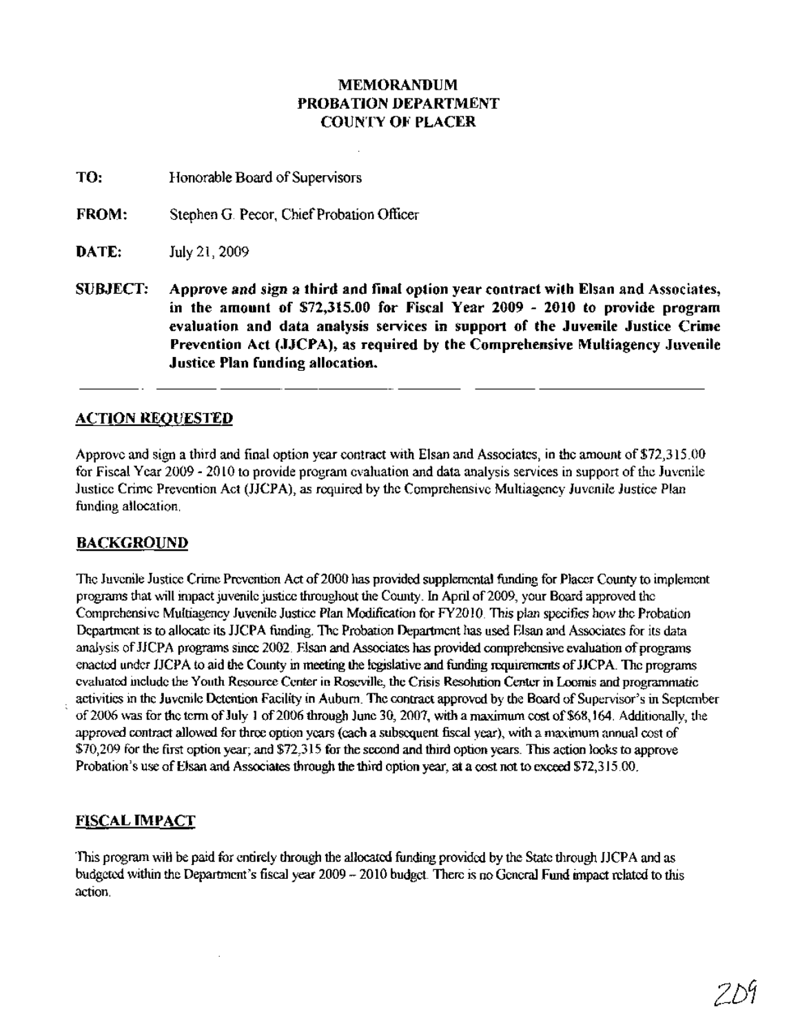**MEMORANDUM**
**PROBATION DEPARTMENT**
**COUNTY OF PLACER**

**TO:** Honorable Board of Supervisors

**FROM:** Stephen G. Pecor, Chief Probation Officer

**DATE:** July 21, 2009

**SUBJECT:** **Approve and sign a third and final option year contract with Elsan and Associates, in the amount of $72,315.00 for Fiscal Year 2009 - 2010 to provide program evaluation and data analysis services in support of the Juvenile Justice Crime Prevention Act (JJCPA), as required by the Comprehensive Multiagency Juvenile Justice Plan funding allocation.**

## ACTION REQUESTED

Approve and sign a third and final option year contract with Elsan and Associates, in the amount of $72,315.00 for Fiscal Year 2009 - 2010 to provide program evaluation and data analysis services in support of the Juvenile Justice Crime Prevention Act (JJCPA), as required by the Comprehensive Multiagency Juvenile Justice Plan funding allocation.

## BACKGROUND

The Juvenile Justice Crime Prevention Act of 2000 has provided supplemental funding for Placer County to implement programs that will impact juvenile justice throughout the County. In April of 2009, your Board approved the Comprehensive Multiagency Juvenile Justice Plan Modification for FY2010. This plan specifies how the Probation Department is to allocate its JJCPA funding. The Probation Department has used Elsan and Associates for its data analysis of JJCPA programs since 2002. Elsan and Associates has provided comprehensive evaluation of programs enacted under JJCPA to aid the County in meeting the legislative and funding requirements of JJCPA. The programs evaluated include the Youth Resource Center in Roseville, the Crisis Resolution Center in Loomis and programmatic activities in the Juvenile Detention Facility in Auburn. The contract approved by the Board of Supervisor's in September of 2006 was for the term of July 1 of 2006 through June 30, 2007, with a maximum cost of $68,164. Additionally, the approved contract allowed for three option years (each a subsequent fiscal year), with a maximum annual cost of $70,209 for the first option year; and $72,315 for the second and third option years. This action looks to approve Probation's use of Elsan and Associates through the third option year, at a cost not to exceed $72,315.00.

## FISCAL IMPACT

This program will be paid for entirely through the allocated funding provided by the State through JJCPA and as budgeted within the Department's fiscal year 2009 – 2010 budget. There is no General Fund impact related to this action.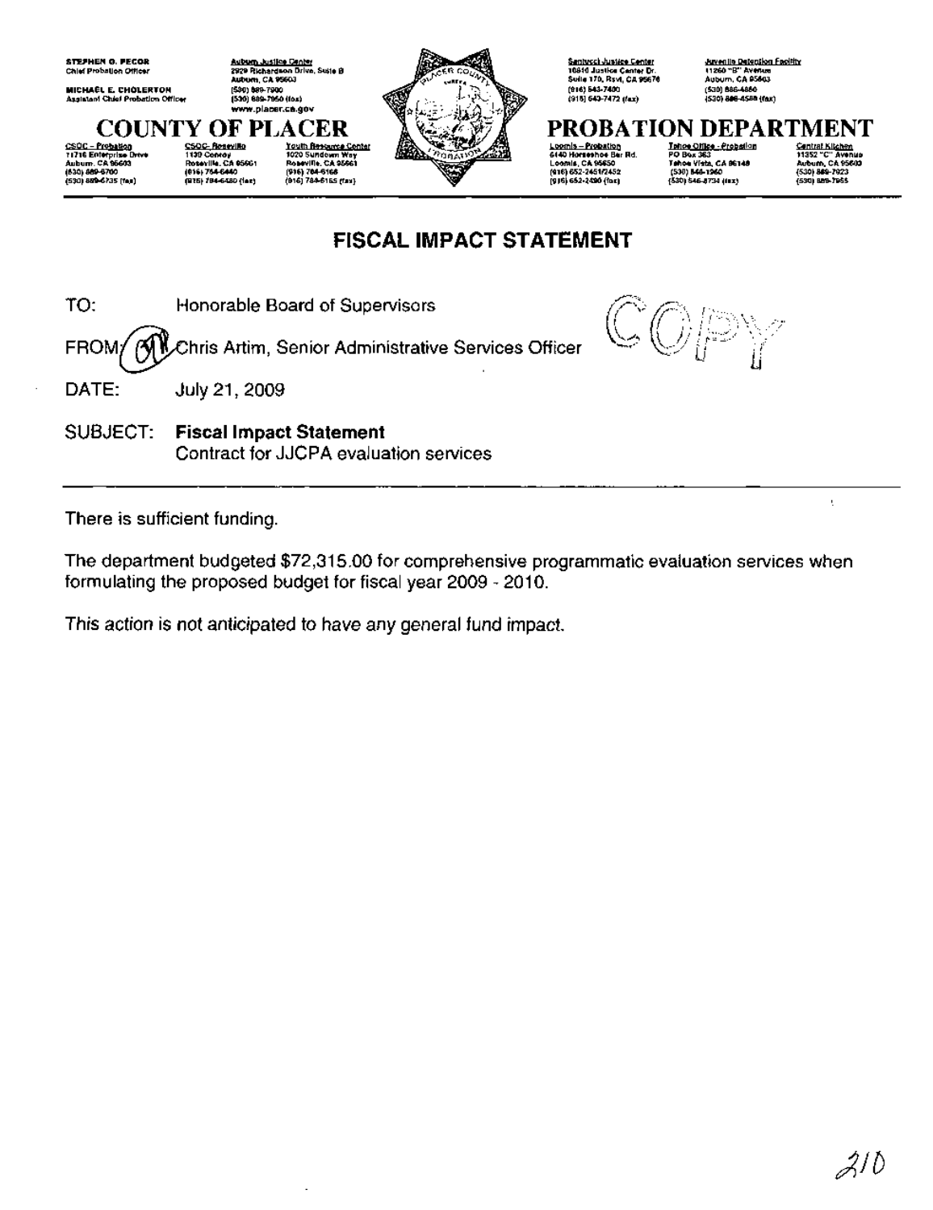STEPHEN O. PECOR
Chief Probation Officer

MICHAEL E. CHOLERTON
Assistant Chief Probation Officer

Auburn Justice Center
2929 Richardson Drive, Suite B
Auburn, CA 95603
(530) 889-7900
(530) 889-7950 (fax)
www.placer.ca.gov

Santucci Justice Center
10810 Justice Center Dr.
Suite 170, Rsvl, CA 95678
(916) 543-7400
(916) 543-7472 (fax)

Juvenile Detention Facility
11260 "B" Avenue
Auburn, CA 95603
(530) 886-4850
(530) 886-4588 (fax)

# COUNTY OF PLACER PROBATION DEPARTMENT

CSOC - Probation
11716 Enterprise Drive
Auburn, CA 95603
(530) 889-6700
(530) 889-6735 (fax)

CSOC- Roseville
1130 Conroy
Roseville, CA 95661
(916) 784-6440
(916) 784-6480 (fax)

Youth Resource Center
1020 Sundown Way
Roseville, CA 95661
(916) 784-6166
(916) 784-6165 (fax)

Loomis - Probation
6140 Horseshoe Bar Rd.
Loomis, CA 95650
(916) 652-2451/2452
(916) 652-2490 (fax)

Tahoe Office - Probation
PO Box 363
Tahoe Vista, CA 96148
(530) 546-1960
(530) 546-8734 (fax)

Central Kitchen
11352 "C" Avenue
Auburn, CA 95603
(530) 889-7923
(530) 889-7955

## FISCAL IMPACT STATEMENT

COPY

TO: Honorable Board of Supervisors

FROM: Chris Artim, Senior Administrative Services Officer

DATE: July 21, 2009

SUBJECT: **Fiscal Impact Statement**
Contract for JJCPA evaluation services

---

There is sufficient funding.

The department budgeted $72,315.00 for comprehensive programmatic evaluation services when formulating the proposed budget for fiscal year 2009 - 2010.

This action is not anticipated to have any general fund impact.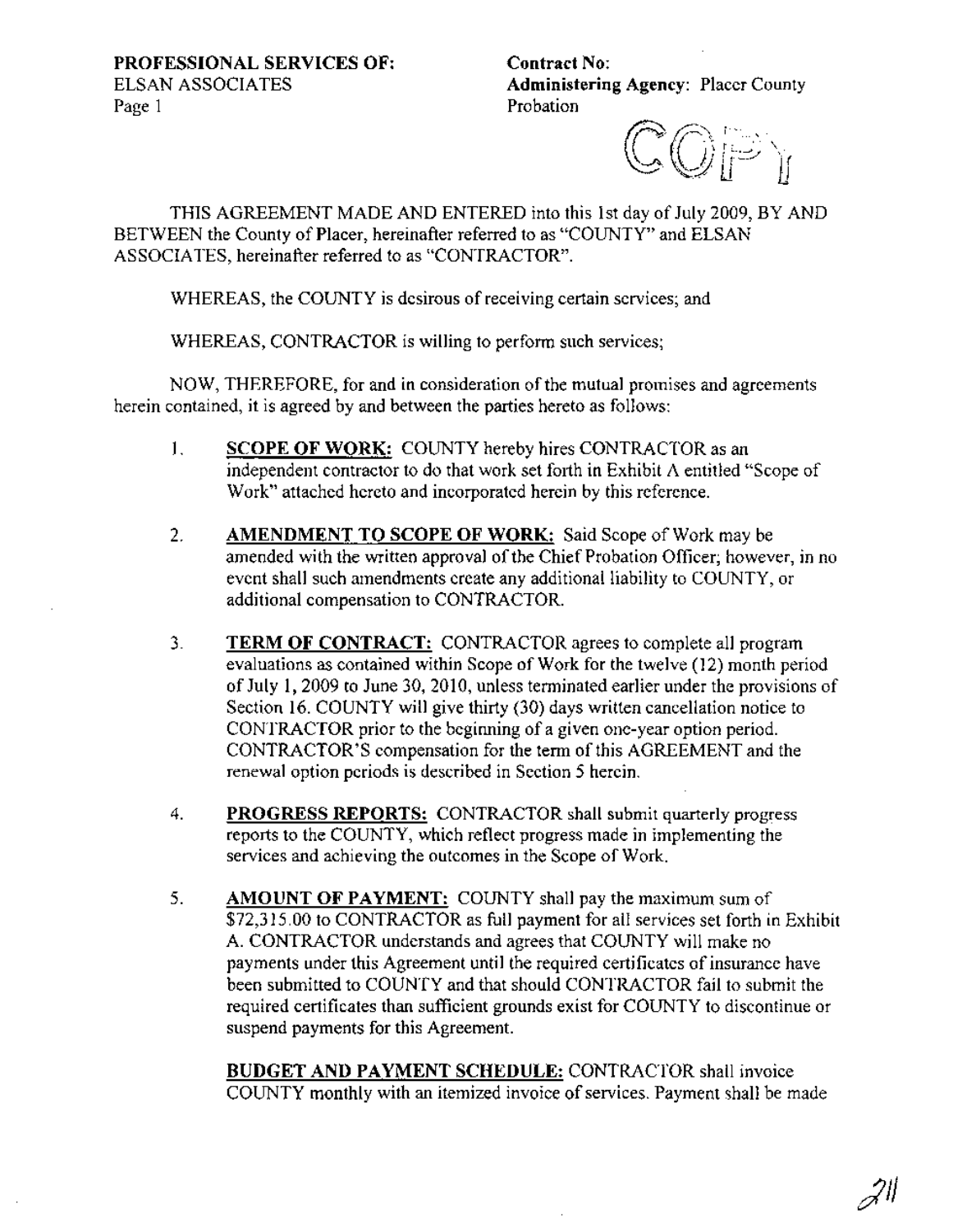**PROFESSIONAL SERVICES OF:**
ELSAN ASSOCIATES

**Contract No:**
**Administering Agency:** Placer County Probation

COPY

THIS AGREEMENT MADE AND ENTERED into this 1st day of July 2009, BY AND BETWEEN the County of Placer, hereinafter referred to as "COUNTY" and ELSAN ASSOCIATES, hereinafter referred to as "CONTRACTOR".

WHEREAS, the COUNTY is desirous of receiving certain services; and

WHEREAS, CONTRACTOR is willing to perform such services;

NOW, THEREFORE, for and in consideration of the mutual promises and agreements herein contained, it is agreed by and between the parties hereto as follows:

1. **SCOPE OF WORK:** COUNTY hereby hires CONTRACTOR as an independent contractor to do that work set forth in Exhibit A entitled "Scope of Work" attached hereto and incorporated herein by this reference.

2. **AMENDMENT TO SCOPE OF WORK:** Said Scope of Work may be amended with the written approval of the Chief Probation Officer; however, in no event shall such amendments create any additional liability to COUNTY, or additional compensation to CONTRACTOR.

3. **TERM OF CONTRACT:** CONTRACTOR agrees to complete all program evaluations as contained within Scope of Work for the twelve (12) month period of July 1, 2009 to June 30, 2010, unless terminated earlier under the provisions of Section 16. COUNTY will give thirty (30) days written cancellation notice to CONTRACTOR prior to the beginning of a given one-year option period. CONTRACTOR'S compensation for the term of this AGREEMENT and the renewal option periods is described in Section 5 herein.

4. **PROGRESS REPORTS:** CONTRACTOR shall submit quarterly progress reports to the COUNTY, which reflect progress made in implementing the services and achieving the outcomes in the Scope of Work.

5. **AMOUNT OF PAYMENT:** COUNTY shall pay the maximum sum of $72,315.00 to CONTRACTOR as full payment for all services set forth in Exhibit A. CONTRACTOR understands and agrees that COUNTY will make no payments under this Agreement until the required certificates of insurance have been submitted to COUNTY and that should CONTRACTOR fail to submit the required certificates than sufficient grounds exist for COUNTY to discontinue or suspend payments for this Agreement.

   **BUDGET AND PAYMENT SCHEDULE:** CONTRACTOR shall invoice COUNTY monthly with an itemized invoice of services. Payment shall be made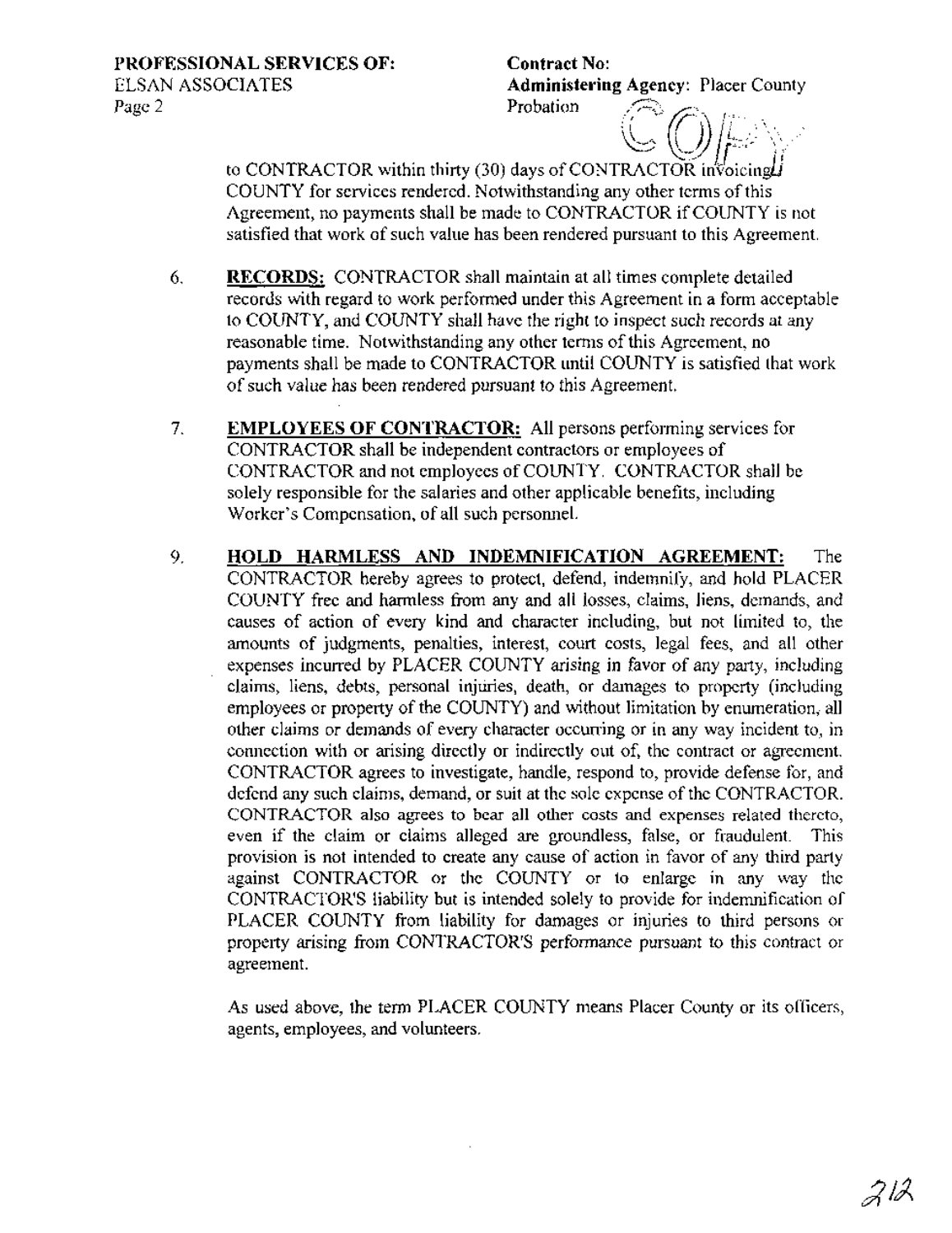to CONTRACTOR within thirty (30) days of CONTRACTOR invoicing COUNTY for services rendered. Notwithstanding any other terms of this Agreement, no payments shall be made to CONTRACTOR if COUNTY is not satisfied that work of such value has been rendered pursuant to this Agreement.

6. **RECORDS:** CONTRACTOR shall maintain at all times complete detailed records with regard to work performed under this Agreement in a form acceptable to COUNTY, and COUNTY shall have the right to inspect such records at any reasonable time. Notwithstanding any other terms of this Agreement, no payments shall be made to CONTRACTOR until COUNTY is satisfied that work of such value has been rendered pursuant to this Agreement.

7. **EMPLOYEES OF CONTRACTOR:** All persons performing services for CONTRACTOR shall be independent contractors or employees of CONTRACTOR and not employees of COUNTY. CONTRACTOR shall be solely responsible for the salaries and other applicable benefits, including Worker's Compensation, of all such personnel.

9. **HOLD HARMLESS AND INDEMNIFICATION AGREEMENT:** The CONTRACTOR hereby agrees to protect, defend, indemnify, and hold PLACER COUNTY free and harmless from any and all losses, claims, liens, demands, and causes of action of every kind and character including, but not limited to, the amounts of judgments, penalties, interest, court costs, legal fees, and all other expenses incurred by PLACER COUNTY arising in favor of any party, including claims, liens, debts, personal injuries, death, or damages to property (including employees or property of the COUNTY) and without limitation by enumeration, all other claims or demands of every character occurring or in any way incident to, in connection with or arising directly or indirectly out of, the contract or agreement. CONTRACTOR agrees to investigate, handle, respond to, provide defense for, and defend any such claims, demand, or suit at the sole expense of the CONTRACTOR. CONTRACTOR also agrees to bear all other costs and expenses related thereto, even if the claim or claims alleged are groundless, false, or fraudulent. This provision is not intended to create any cause of action in favor of any third party against CONTRACTOR or the COUNTY or to enlarge in any way the CONTRACTOR'S liability but is intended solely to provide for indemnification of PLACER COUNTY from liability for damages or injuries to third persons or property arising from CONTRACTOR'S performance pursuant to this contract or agreement.

   As used above, the term PLACER COUNTY means Placer County or its officers, agents, employees, and volunteers.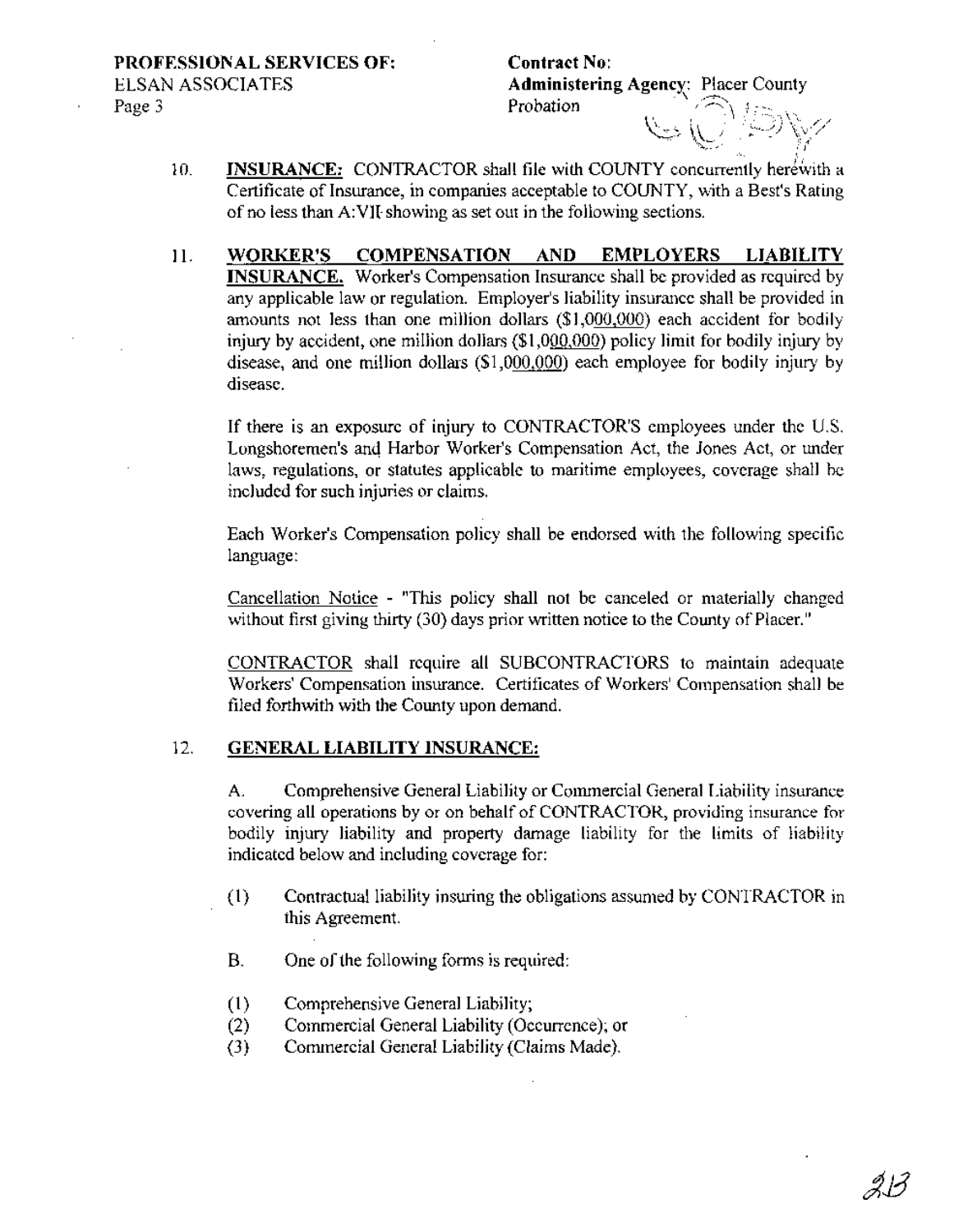**PROFESSIONAL SERVICES OF:**
ELSAN ASSOCIATES

**Contract No:**
**Administering Agency:** Placer County Probation

10. **INSURANCE:** CONTRACTOR shall file with COUNTY concurrently herewith a Certificate of Insurance, in companies acceptable to COUNTY, with a Best's Rating of no less than A:VII showing as set out in the following sections.

11. **WORKER'S COMPENSATION AND EMPLOYERS LIABILITY INSURANCE.** Worker's Compensation Insurance shall be provided as required by any applicable law or regulation. Employer's liability insurance shall be provided in amounts not less than one million dollars ($1,000,000) each accident for bodily injury by accident, one million dollars ($1,000,000) policy limit for bodily injury by disease, and one million dollars ($1,000,000) each employee for bodily injury by disease.

    If there is an exposure of injury to CONTRACTOR'S employees under the U.S. Longshoremen's and Harbor Worker's Compensation Act, the Jones Act, or under laws, regulations, or statutes applicable to maritime employees, coverage shall be included for such injuries or claims.

    Each Worker's Compensation policy shall be endorsed with the following specific language:

    Cancellation Notice - "This policy shall not be canceled or materially changed without first giving thirty (30) days prior written notice to the County of Placer."

    CONTRACTOR shall require all SUBCONTRACTORS to maintain adequate Workers' Compensation insurance. Certificates of Workers' Compensation shall be filed forthwith with the County upon demand.

12. **GENERAL LIABILITY INSURANCE:**

    A. Comprehensive General Liability or Commercial General Liability insurance covering all operations by or on behalf of CONTRACTOR, providing insurance for bodily injury liability and property damage liability for the limits of liability indicated below and including coverage for:

    (1) Contractual liability insuring the obligations assumed by CONTRACTOR in this Agreement.

    B. One of the following forms is required:

    (1) Comprehensive General Liability;
    (2) Commercial General Liability (Occurrence); or
    (3) Commercial General Liability (Claims Made).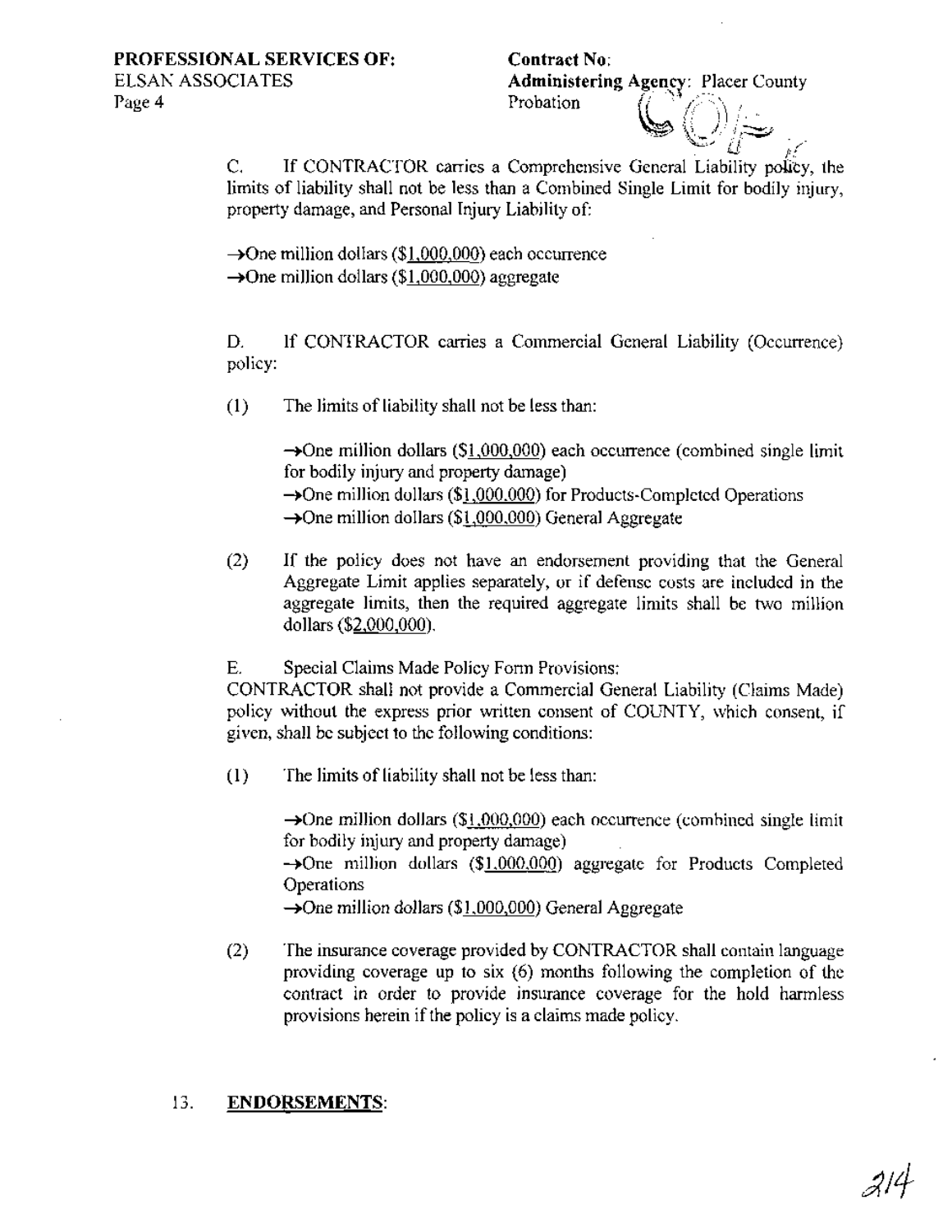C. If CONTRACTOR carries a Comprehensive General Liability policy, the limits of liability shall not be less than a Combined Single Limit for bodily injury, property damage, and Personal Injury Liability of:

→One million dollars ($1,000,000) each occurrence
→One million dollars ($1,000,000) aggregate

D. If CONTRACTOR carries a Commercial General Liability (Occurrence) policy:

(1) The limits of liability shall not be less than:

→One million dollars ($1,000,000) each occurrence (combined single limit for bodily injury and property damage)
→One million dollars ($1,000,000) for Products-Completed Operations
→One million dollars ($1,000,000) General Aggregate

(2) If the policy does not have an endorsement providing that the General Aggregate Limit applies separately, or if defense costs are included in the aggregate limits, then the required aggregate limits shall be two million dollars ($2,000,000).

E. Special Claims Made Policy Form Provisions:
CONTRACTOR shall not provide a Commercial General Liability (Claims Made) policy without the express prior written consent of COUNTY, which consent, if given, shall be subject to the following conditions:

(1) The limits of liability shall not be less than:

→One million dollars ($1,000,000) each occurrence (combined single limit for bodily injury and property damage)
→One million dollars ($1,000,000) aggregate for Products Completed Operations
→One million dollars ($1,000,000) General Aggregate

(2) The insurance coverage provided by CONTRACTOR shall contain language providing coverage up to six (6) months following the completion of the contract in order to provide insurance coverage for the hold harmless provisions herein if the policy is a claims made policy.

13. **ENDORSEMENTS**: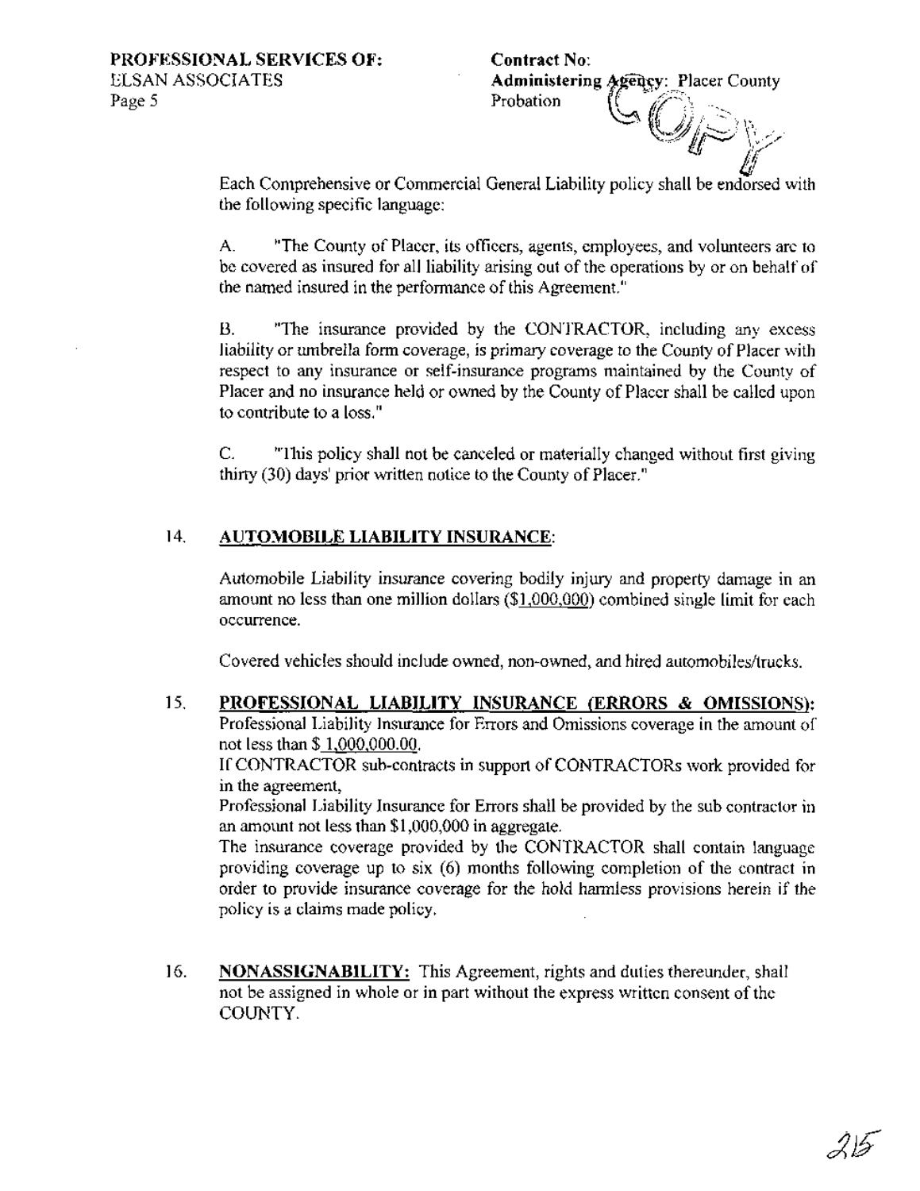Each Comprehensive or Commercial General Liability policy shall be endorsed with the following specific language:

A. "The County of Placer, its officers, agents, employees, and volunteers are to be covered as insured for all liability arising out of the operations by or on behalf of the named insured in the performance of this Agreement."

B. "The insurance provided by the CONTRACTOR, including any excess liability or umbrella form coverage, is primary coverage to the County of Placer with respect to any insurance or self-insurance programs maintained by the County of Placer and no insurance held or owned by the County of Placer shall be called upon to contribute to a loss."

C. "This policy shall not be canceled or materially changed without first giving thirty (30) days' prior written notice to the County of Placer."

14. **AUTOMOBILE LIABILITY INSURANCE:**

Automobile Liability insurance covering bodily injury and property damage in an amount no less than one million dollars ($1,000,000) combined single limit for each occurrence.

Covered vehicles should include owned, non-owned, and hired automobiles/trucks.

15. **PROFESSIONAL LIABILITY INSURANCE (ERRORS & OMISSIONS):**
Professional Liability Insurance for Errors and Omissions coverage in the amount of not less than $ 1,000,000.00.
If CONTRACTOR sub-contracts in support of CONTRACTORs work provided for in the agreement,
Professional Liability Insurance for Errors shall be provided by the sub contractor in an amount not less than $1,000,000 in aggregate.
The insurance coverage provided by the CONTRACTOR shall contain language providing coverage up to six (6) months following completion of the contract in order to provide insurance coverage for the hold harmless provisions herein if the policy is a claims made policy.

16. **NONASSIGNABILITY:** This Agreement, rights and duties thereunder, shall not be assigned in whole or in part without the express written consent of the COUNTY.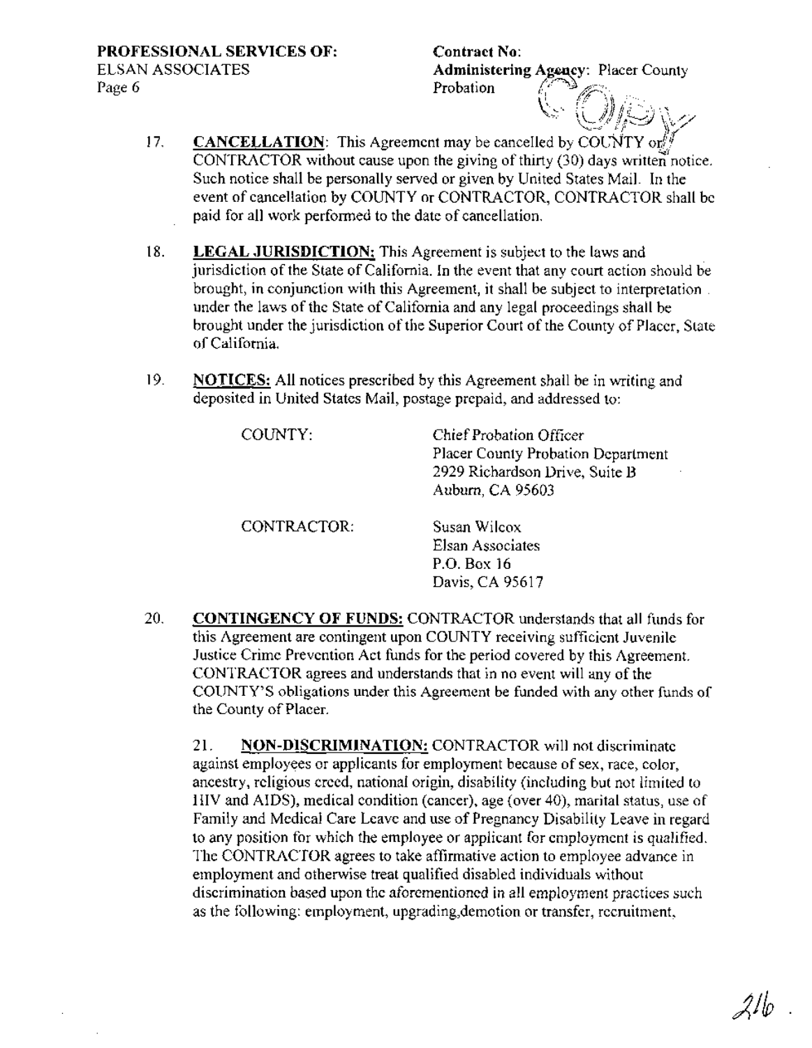17. **CANCELLATION**: This Agreement may be cancelled by COUNTY or CONTRACTOR without cause upon the giving of thirty (30) days written notice. Such notice shall be personally served or given by United States Mail. In the event of cancellation by COUNTY or CONTRACTOR, CONTRACTOR shall be paid for all work performed to the date of cancellation.

18. **LEGAL JURISDICTION:** This Agreement is subject to the laws and jurisdiction of the State of California. In the event that any court action should be brought, in conjunction with this Agreement, it shall be subject to interpretation under the laws of the State of California and any legal proceedings shall be brought under the jurisdiction of the Superior Court of the County of Placer, State of California.

19. **NOTICES:** All notices prescribed by this Agreement shall be in writing and deposited in United States Mail, postage prepaid, and addressed to:

COUNTY:
Chief Probation Officer
Placer County Probation Department
2929 Richardson Drive, Suite B
Auburn, CA 95603

CONTRACTOR:
Susan Wilcox
Elsan Associates
P.O. Box 16
Davis, CA 95617

20. **CONTINGENCY OF FUNDS:** CONTRACTOR understands that all funds for this Agreement are contingent upon COUNTY receiving sufficient Juvenile Justice Crime Prevention Act funds for the period covered by this Agreement. CONTRACTOR agrees and understands that in no event will any of the COUNTY'S obligations under this Agreement be funded with any other funds of the County of Placer.

21. **NON-DISCRIMINATION:** CONTRACTOR will not discriminate against employees or applicants for employment because of sex, race, color, ancestry, religious creed, national origin, disability (including but not limited to HIV and AIDS), medical condition (cancer), age (over 40), marital status, use of Family and Medical Care Leave and use of Pregnancy Disability Leave in regard to any position for which the employee or applicant for employment is qualified. The CONTRACTOR agrees to take affirmative action to employee advance in employment and otherwise treat qualified disabled individuals without discrimination based upon the aforementioned in all employment practices such as the following: employment, upgrading,demotion or transfer, recruitment,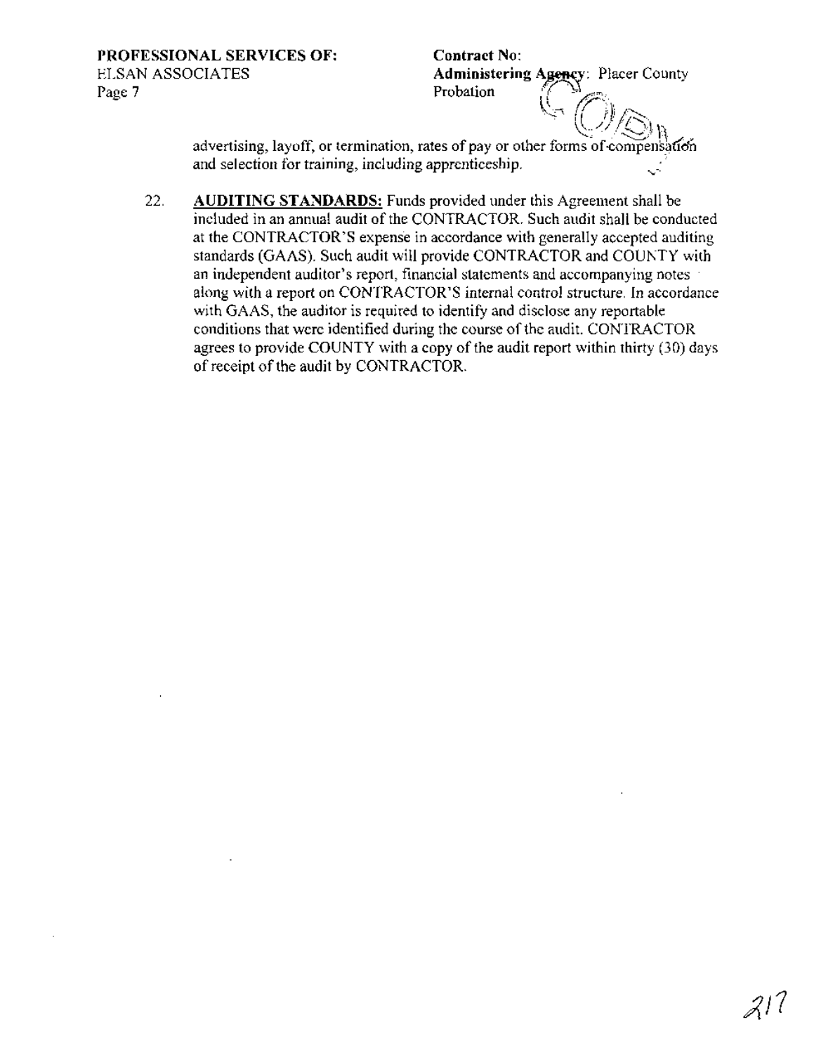advertising, layoff, or termination, rates of pay or other forms of compensation and selection for training, including apprenticeship.

22. **AUDITING STANDARDS:** Funds provided under this Agreement shall be included in an annual audit of the CONTRACTOR. Such audit shall be conducted at the CONTRACTOR'S expense in accordance with generally accepted auditing standards (GAAS). Such audit will provide CONTRACTOR and COUNTY with an independent auditor's report, financial statements and accompanying notes along with a report on CONTRACTOR'S internal control structure. In accordance with GAAS, the auditor is required to identify and disclose any reportable conditions that were identified during the course of the audit. CONTRACTOR agrees to provide COUNTY with a copy of the audit report within thirty (30) days of receipt of the audit by CONTRACTOR.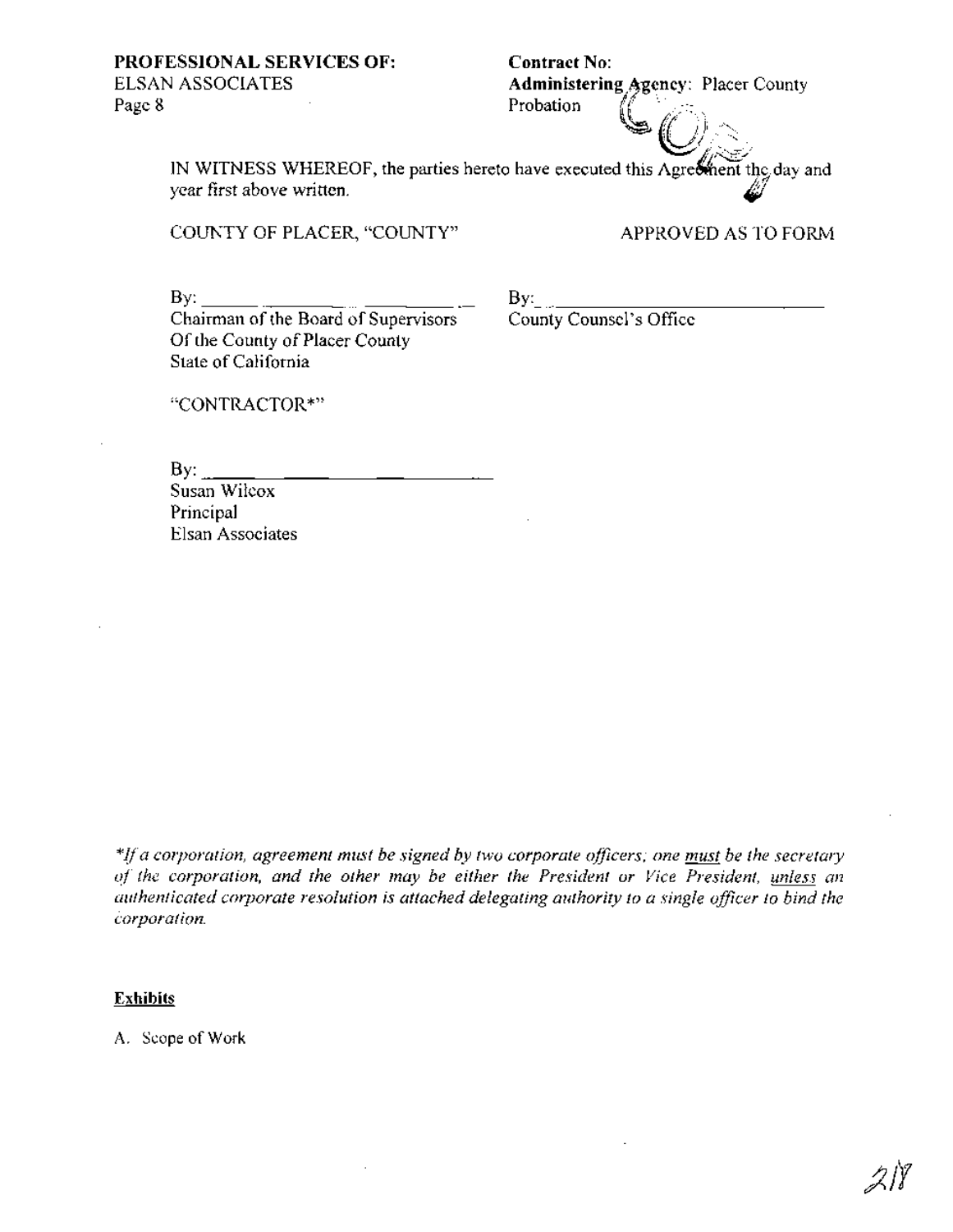**PROFESSIONAL SERVICES OF:**
ELSAN ASSOCIATES
Page 8

**Contract No:**
**Administering Agency:** Placer County Probation

IN WITNESS WHEREOF, the parties hereto have executed this Agreement the day and year first above written.

COUNTY OF PLACER, "COUNTY"

By: ______________________
Chairman of the Board of Supervisors
Of the County of Placer County
State of California

APPROVED AS TO FORM

By: ______________________
County Counsel's Office

"CONTRACTOR*"

By: ______________________
Susan Wilcox
Principal
Elsan Associates

*\*If a corporation, agreement must be signed by two corporate officers; one __must__ be the secretary of the corporation, and the other may be either the President or Vice President, __unless__ an authenticated corporate resolution is attached delegating authority to a single officer to bind the corporation.*

**<u>Exhibits</u>**

A. Scope of Work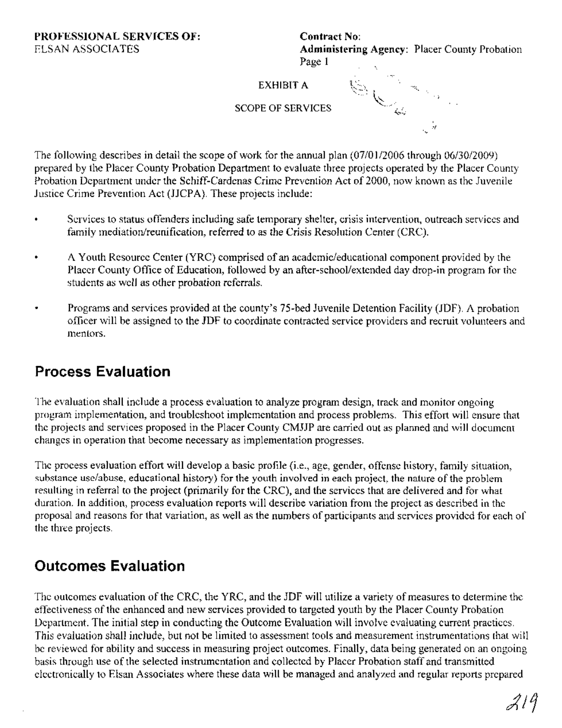**PROFESSIONAL SERVICES OF:**
ELSAN ASSOCIATES

**Contract No:**
**Administering Agency:** Placer County Probation

EXHIBIT A

SCOPE OF SERVICES

The following describes in detail the scope of work for the annual plan (07/01/2006 through 06/30/2009) prepared by the Placer County Probation Department to evaluate three projects operated by the Placer County Probation Department under the Schiff-Cardenas Crime Prevention Act of 2000, now known as the Juvenile Justice Crime Prevention Act (JJCPA). These projects include:

- Services to status offenders including safe temporary shelter, crisis intervention, outreach services and family mediation/reunification, referred to as the Crisis Resolution Center (CRC).
- A Youth Resource Center (YRC) comprised of an academic/educational component provided by the Placer County Office of Education, followed by an after-school/extended day drop-in program for the students as well as other probation referrals.
- Programs and services provided at the county's 75-bed Juvenile Detention Facility (JDF). A probation officer will be assigned to the JDF to coordinate contracted service providers and recruit volunteers and mentors.

## Process Evaluation

The evaluation shall include a process evaluation to analyze program design, track and monitor ongoing program implementation, and troubleshoot implementation and process problems. This effort will ensure that the projects and services proposed in the Placer County CMJJP are carried out as planned and will document changes in operation that become necessary as implementation progresses.

The process evaluation effort will develop a basic profile (i.e., age, gender, offense history, family situation, substance use/abuse, educational history) for the youth involved in each project, the nature of the problem resulting in referral to the project (primarily for the CRC), and the services that are delivered and for what duration. In addition, process evaluation reports will describe variation from the project as described in the proposal and reasons for that variation, as well as the numbers of participants and services provided for each of the three projects.

## Outcomes Evaluation

The outcomes evaluation of the CRC, the YRC, and the JDF will utilize a variety of measures to determine the effectiveness of the enhanced and new services provided to targeted youth by the Placer County Probation Department. The initial step in conducting the Outcome Evaluation will involve evaluating current practices. This evaluation shall include, but not be limited to assessment tools and measurement instrumentations that will be reviewed for ability and success in measuring project outcomes. Finally, data being generated on an ongoing basis through use of the selected instrumentation and collected by Placer Probation staff and transmitted electronically to Elsan Associates where these data will be managed and analyzed and regular reports prepared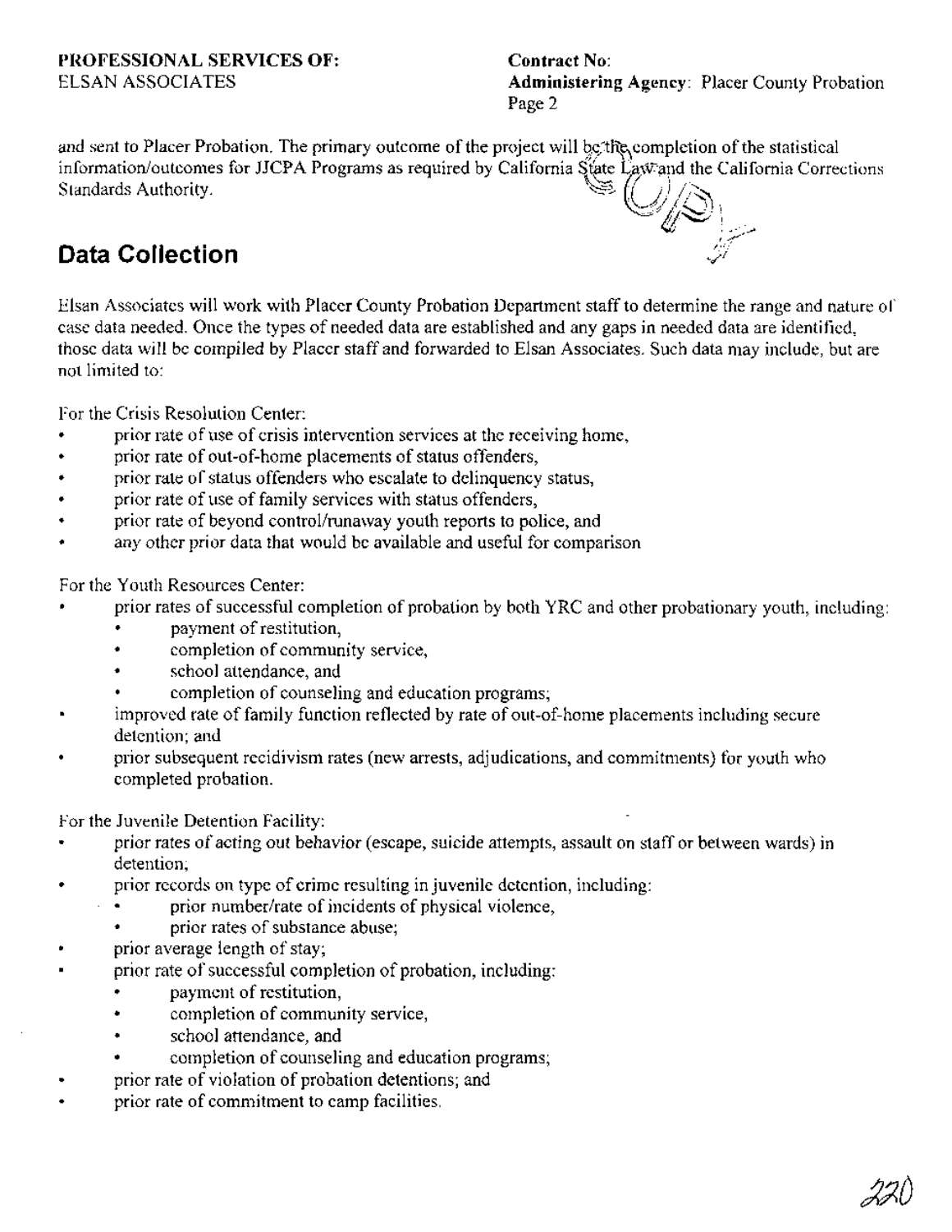and sent to Placer Probation. The primary outcome of the project will be the completion of the statistical information/outcomes for JJCPA Programs as required by California State Law and the California Corrections Standards Authority.

## Data Collection

Elsan Associates will work with Placer County Probation Department staff to determine the range and nature of case data needed. Once the types of needed data are established and any gaps in needed data are identified, those data will be compiled by Placer staff and forwarded to Elsan Associates. Such data may include, but are not limited to:

For the Crisis Resolution Center:

- prior rate of use of crisis intervention services at the receiving home,
- prior rate of out-of-home placements of status offenders,
- prior rate of status offenders who escalate to delinquency status,
- prior rate of use of family services with status offenders,
- prior rate of beyond control/runaway youth reports to police, and
- any other prior data that would be available and useful for comparison

For the Youth Resources Center:

- prior rates of successful completion of probation by both YRC and other probationary youth, including:
    - payment of restitution,
    - completion of community service,
    - school attendance, and
    - completion of counseling and education programs;
- improved rate of family function reflected by rate of out-of-home placements including secure detention; and
- prior subsequent recidivism rates (new arrests, adjudications, and commitments) for youth who completed probation.

For the Juvenile Detention Facility:

- prior rates of acting out behavior (escape, suicide attempts, assault on staff or between wards) in detention;
- prior records on type of crime resulting in juvenile detention, including:
    - prior number/rate of incidents of physical violence,
    - prior rates of substance abuse;
- prior average length of stay;
- prior rate of successful completion of probation, including:
    - payment of restitution,
    - completion of community service,
    - school attendance, and
    - completion of counseling and education programs;
- prior rate of violation of probation detentions; and
- prior rate of commitment to camp facilities.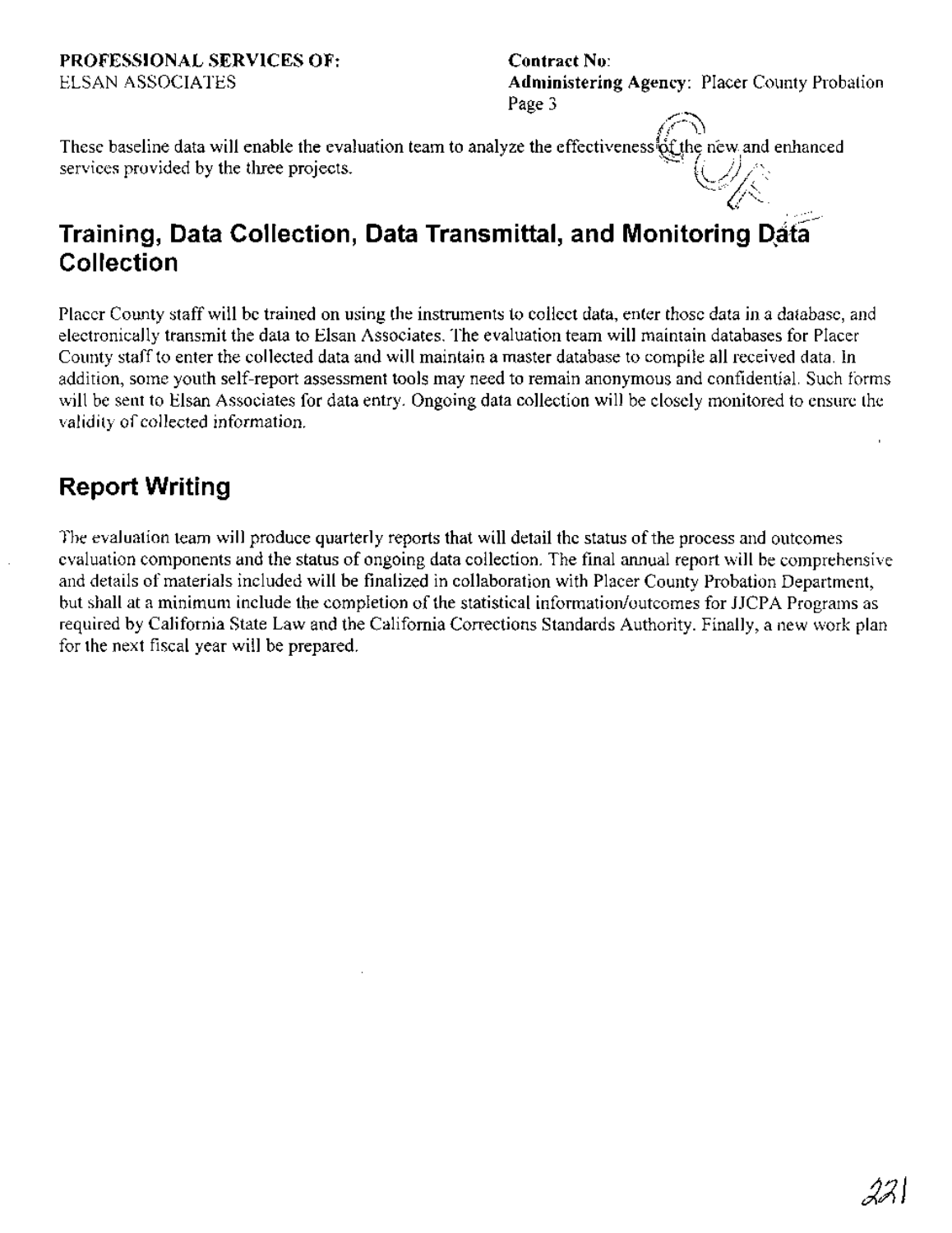These baseline data will enable the evaluation team to analyze the effectiveness of the new and enhanced services provided by the three projects.

## Training, Data Collection, Data Transmittal, and Monitoring Data Collection

Placer County staff will be trained on using the instruments to collect data, enter those data in a database, and electronically transmit the data to Elsan Associates. The evaluation team will maintain databases for Placer County staff to enter the collected data and will maintain a master database to compile all received data. In addition, some youth self-report assessment tools may need to remain anonymous and confidential. Such forms will be sent to Elsan Associates for data entry. Ongoing data collection will be closely monitored to ensure the validity of collected information.

## Report Writing

The evaluation team will produce quarterly reports that will detail the status of the process and outcomes evaluation components and the status of ongoing data collection. The final annual report will be comprehensive and details of materials included will be finalized in collaboration with Placer County Probation Department, but shall at a minimum include the completion of the statistical information/outcomes for JJCPA Programs as required by California State Law and the California Corrections Standards Authority. Finally, a new work plan for the next fiscal year will be prepared.